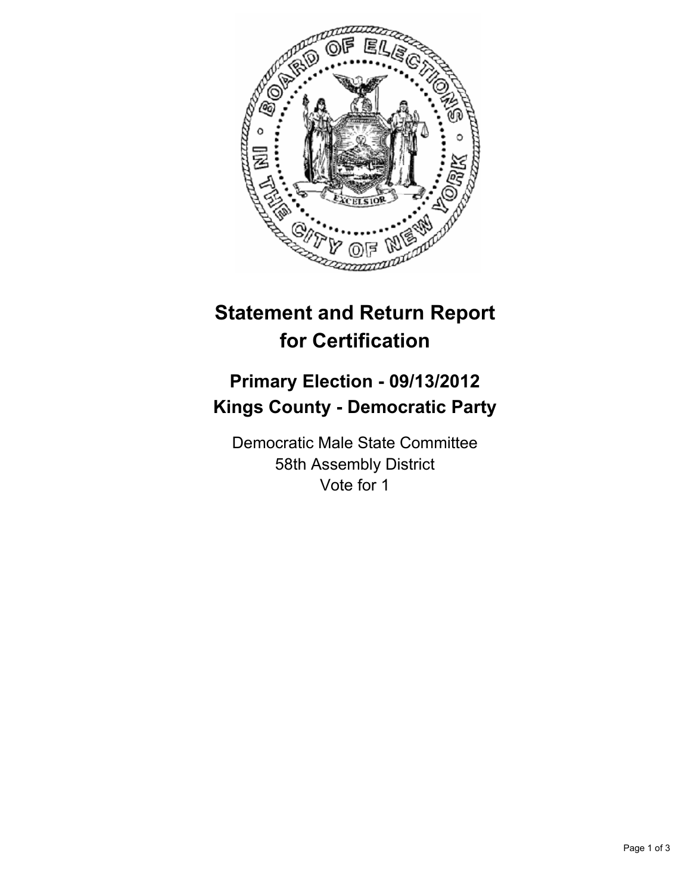# Statement and Return Report for Certification

## Primary Election - 09/13/2012
## Kings County - Democratic Party

Democratic Male State Committee
58th Assembly District
Vote for 1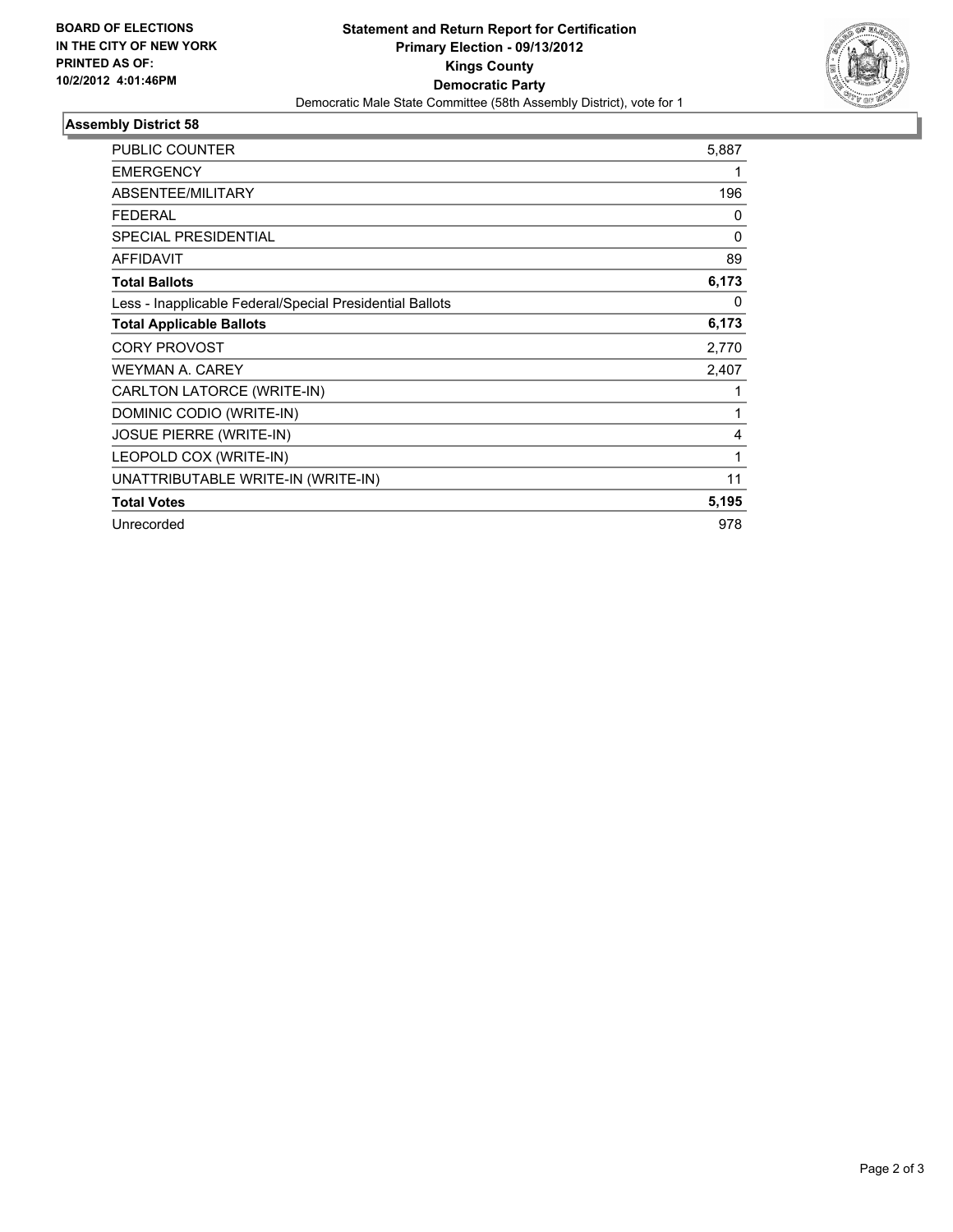**BOARD OF ELECTIONS IN THE CITY OF NEW YORK PRINTED AS OF: 10/2/2012 4:01:46PM**

# Statement and Return Report for Certification
## Primary Election - 09/13/2012
## Kings County
## Democratic Party

Democratic Male State Committee (58th Assembly District), vote for 1

### Assembly District 58

| | |
|---|---|
| PUBLIC COUNTER | 5,887 |
| EMERGENCY | 1 |
| ABSENTEE/MILITARY | 196 |
| FEDERAL | 0 |
| SPECIAL PRESIDENTIAL | 0 |
| AFFIDAVIT | 89 |
| **Total Ballots** | **6,173** |
| Less - Inapplicable Federal/Special Presidential Ballots | 0 |
| **Total Applicable Ballots** | **6,173** |
| CORY PROVOST | 2,770 |
| WEYMAN A. CAREY | 2,407 |
| CARLTON LATORCE (WRITE-IN) | 1 |
| DOMINIC CODIO (WRITE-IN) | 1 |
| JOSUE PIERRE (WRITE-IN) | 4 |
| LEOPOLD COX (WRITE-IN) | 1 |
| UNATTRIBUTABLE WRITE-IN (WRITE-IN) | 11 |
| **Total Votes** | **5,195** |
| Unrecorded | 978 |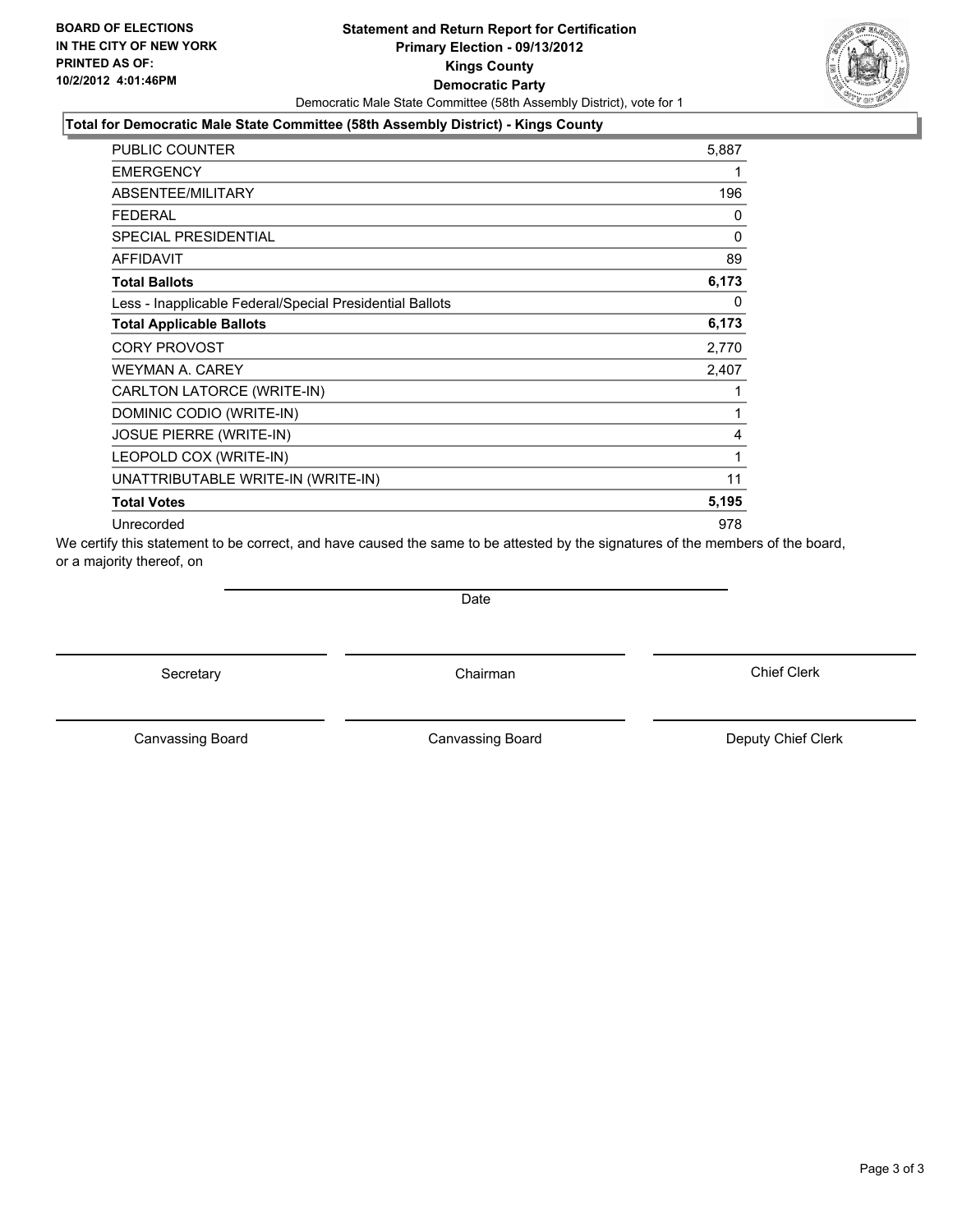**BOARD OF ELECTIONS**
**IN THE CITY OF NEW YORK**
**PRINTED AS OF:**
**10/2/2012 4:01:46PM**

**Statement and Return Report for Certification**
**Primary Election - 09/13/2012**
**Kings County**
**Democratic Party**
Democratic Male State Committee (58th Assembly District), vote for 1

### Total for Democratic Male State Committee (58th Assembly District) - Kings County

| | |
|---|---|
| PUBLIC COUNTER | 5,887 |
| EMERGENCY | 1 |
| ABSENTEE/MILITARY | 196 |
| FEDERAL | 0 |
| SPECIAL PRESIDENTIAL | 0 |
| AFFIDAVIT | 89 |
| **Total Ballots** | **6,173** |
| Less - Inapplicable Federal/Special Presidential Ballots | 0 |
| **Total Applicable Ballots** | **6,173** |
| CORY PROVOST | 2,770 |
| WEYMAN A. CAREY | 2,407 |
| CARLTON LATORCE (WRITE-IN) | 1 |
| DOMINIC CODIO (WRITE-IN) | 1 |
| JOSUE PIERRE (WRITE-IN) | 4 |
| LEOPOLD COX (WRITE-IN) | 1 |
| UNATTRIBUTABLE WRITE-IN (WRITE-IN) | 11 |
| **Total Votes** | **5,195** |
| Unrecorded | 978 |

We certify this statement to be correct, and have caused the same to be attested by the signatures of the members of the board, or a majority thereof, on

Date

Secretary

Chairman

Chief Clerk

Canvassing Board

Canvassing Board

Deputy Chief Clerk